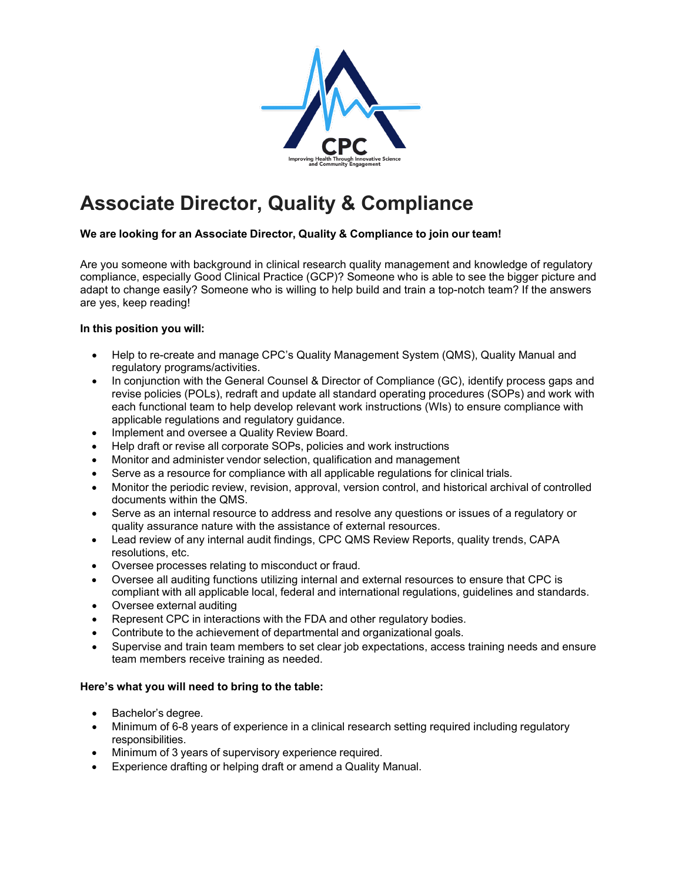CPC

Improving Health Through Innovative Science and Community Engagement

# Associate Director, Quality & Compliance

**We are looking for an Associate Director, Quality & Compliance to join our team!**

Are you someone with background in clinical research quality management and knowledge of regulatory compliance, especially Good Clinical Practice (GCP)? Someone who is able to see the bigger picture and adapt to change easily? Someone who is willing to help build and train a top-notch team? If the answers are yes, keep reading!

**In this position you will:**

- Help to re-create and manage CPC's Quality Management System (QMS), Quality Manual and regulatory programs/activities.
- In conjunction with the General Counsel & Director of Compliance (GC), identify process gaps and revise policies (POLs), redraft and update all standard operating procedures (SOPs) and work with each functional team to help develop relevant work instructions (WIs) to ensure compliance with applicable regulations and regulatory guidance.
- Implement and oversee a Quality Review Board.
- Help draft or revise all corporate SOPs, policies and work instructions
- Monitor and administer vendor selection, qualification and management
- Serve as a resource for compliance with all applicable regulations for clinical trials.
- Monitor the periodic review, revision, approval, version control, and historical archival of controlled documents within the QMS.
- Serve as an internal resource to address and resolve any questions or issues of a regulatory or quality assurance nature with the assistance of external resources.
- Lead review of any internal audit findings, CPC QMS Review Reports, quality trends, CAPA resolutions, etc.
- Oversee processes relating to misconduct or fraud.
- Oversee all auditing functions utilizing internal and external resources to ensure that CPC is compliant with all applicable local, federal and international regulations, guidelines and standards.
- Oversee external auditing
- Represent CPC in interactions with the FDA and other regulatory bodies.
- Contribute to the achievement of departmental and organizational goals.
- Supervise and train team members to set clear job expectations, access training needs and ensure team members receive training as needed.

**Here's what you will need to bring to the table:**

- Bachelor's degree.
- Minimum of 6-8 years of experience in a clinical research setting required including regulatory responsibilities.
- Minimum of 3 years of supervisory experience required.
- Experience drafting or helping draft or amend a Quality Manual.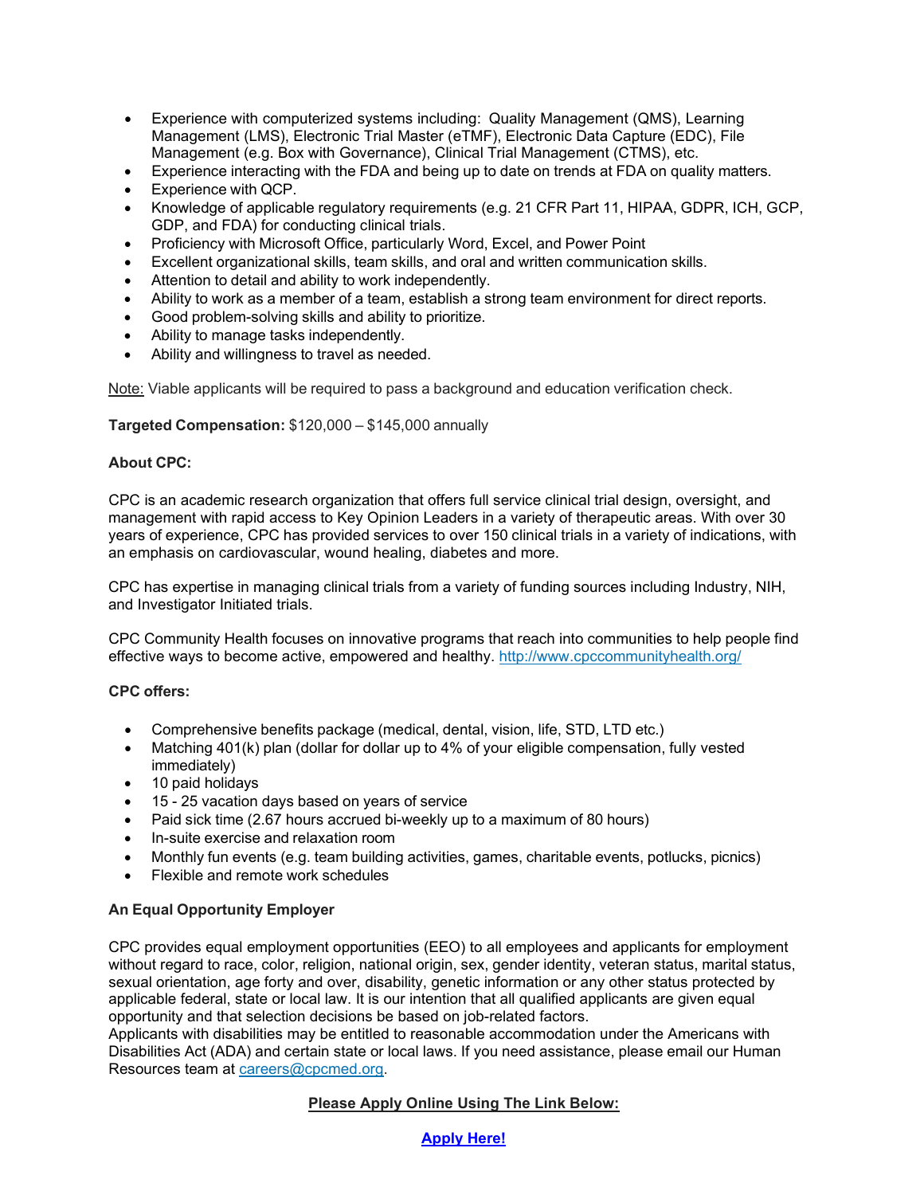- Experience with computerized systems including: Quality Management (QMS), Learning Management (LMS), Electronic Trial Master (eTMF), Electronic Data Capture (EDC), File Management (e.g. Box with Governance), Clinical Trial Management (CTMS), etc.
- Experience interacting with the FDA and being up to date on trends at FDA on quality matters.
- Experience with QCP.
- Knowledge of applicable regulatory requirements (e.g. 21 CFR Part 11, HIPAA, GDPR, ICH, GCP, GDP, and FDA) for conducting clinical trials.
- Proficiency with Microsoft Office, particularly Word, Excel, and Power Point
- Excellent organizational skills, team skills, and oral and written communication skills.
- Attention to detail and ability to work independently.
- Ability to work as a member of a team, establish a strong team environment for direct reports.
- Good problem-solving skills and ability to prioritize.
- Ability to manage tasks independently.
- Ability and willingness to travel as needed.

Note: Viable applicants will be required to pass a background and education verification check.

**Targeted Compensation:** $120,000 – $145,000 annually

**About CPC:**

CPC is an academic research organization that offers full service clinical trial design, oversight, and management with rapid access to Key Opinion Leaders in a variety of therapeutic areas. With over 30 years of experience, CPC has provided services to over 150 clinical trials in a variety of indications, with an emphasis on cardiovascular, wound healing, diabetes and more.

CPC has expertise in managing clinical trials from a variety of funding sources including Industry, NIH, and Investigator Initiated trials.

CPC Community Health focuses on innovative programs that reach into communities to help people find effective ways to become active, empowered and healthy. http://www.cpccommunityhealth.org/

**CPC offers:**

- Comprehensive benefits package (medical, dental, vision, life, STD, LTD etc.)
- Matching 401(k) plan (dollar for dollar up to 4% of your eligible compensation, fully vested immediately)
- 10 paid holidays
- 15 - 25 vacation days based on years of service
- Paid sick time (2.67 hours accrued bi-weekly up to a maximum of 80 hours)
- In-suite exercise and relaxation room
- Monthly fun events (e.g. team building activities, games, charitable events, potlucks, picnics)
- Flexible and remote work schedules

**An Equal Opportunity Employer**

CPC provides equal employment opportunities (EEO) to all employees and applicants for employment without regard to race, color, religion, national origin, sex, gender identity, veteran status, marital status, sexual orientation, age forty and over, disability, genetic information or any other status protected by applicable federal, state or local law. It is our intention that all qualified applicants are given equal opportunity and that selection decisions be based on job-related factors.
Applicants with disabilities may be entitled to reasonable accommodation under the Americans with Disabilities Act (ADA) and certain state or local laws. If you need assistance, please email our Human Resources team at careers@cpcmed.org.

**Please Apply Online Using The Link Below:**

**Apply Here!**